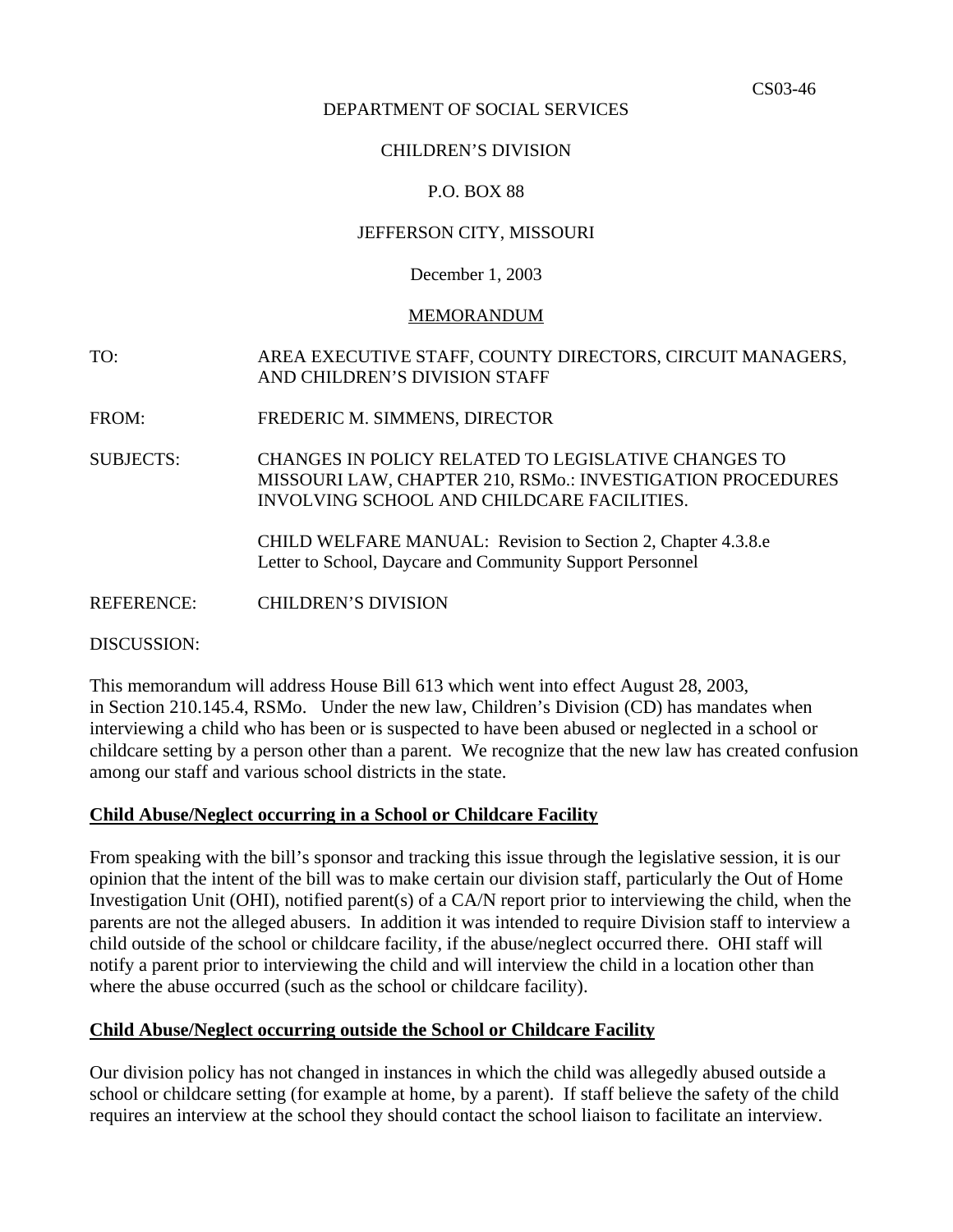CS03-46

DEPARTMENT OF SOCIAL SERVICES

CHILDREN'S DIVISION

P.O. BOX 88

JEFFERSON CITY, MISSOURI

December 1, 2003

MEMORANDUM

TO: AREA EXECUTIVE STAFF, COUNTY DIRECTORS, CIRCUIT MANAGERS, AND CHILDREN'S DIVISION STAFF

FROM: FREDERIC M. SIMMENS, DIRECTOR

SUBJECTS: CHANGES IN POLICY RELATED TO LEGISLATIVE CHANGES TO MISSOURI LAW, CHAPTER 210, RSMo.: INVESTIGATION PROCEDURES INVOLVING SCHOOL AND CHILDCARE FACILITIES.

CHILD WELFARE MANUAL: Revision to Section 2, Chapter 4.3.8.e
Letter to School, Daycare and Community Support Personnel

REFERENCE: CHILDREN'S DIVISION

DISCUSSION:

This memorandum will address House Bill 613 which went into effect August 28, 2003, in Section 210.145.4, RSMo. Under the new law, Children's Division (CD) has mandates when interviewing a child who has been or is suspected to have been abused or neglected in a school or childcare setting by a person other than a parent. We recognize that the new law has created confusion among our staff and various school districts in the state.

**Child Abuse/Neglect occurring in a School or Childcare Facility**

From speaking with the bill's sponsor and tracking this issue through the legislative session, it is our opinion that the intent of the bill was to make certain our division staff, particularly the Out of Home Investigation Unit (OHI), notified parent(s) of a CA/N report prior to interviewing the child, when the parents are not the alleged abusers. In addition it was intended to require Division staff to interview a child outside of the school or childcare facility, if the abuse/neglect occurred there. OHI staff will notify a parent prior to interviewing the child and will interview the child in a location other than where the abuse occurred (such as the school or childcare facility).

**Child Abuse/Neglect occurring outside the School or Childcare Facility**

Our division policy has not changed in instances in which the child was allegedly abused outside a school or childcare setting (for example at home, by a parent). If staff believe the safety of the child requires an interview at the school they should contact the school liaison to facilitate an interview.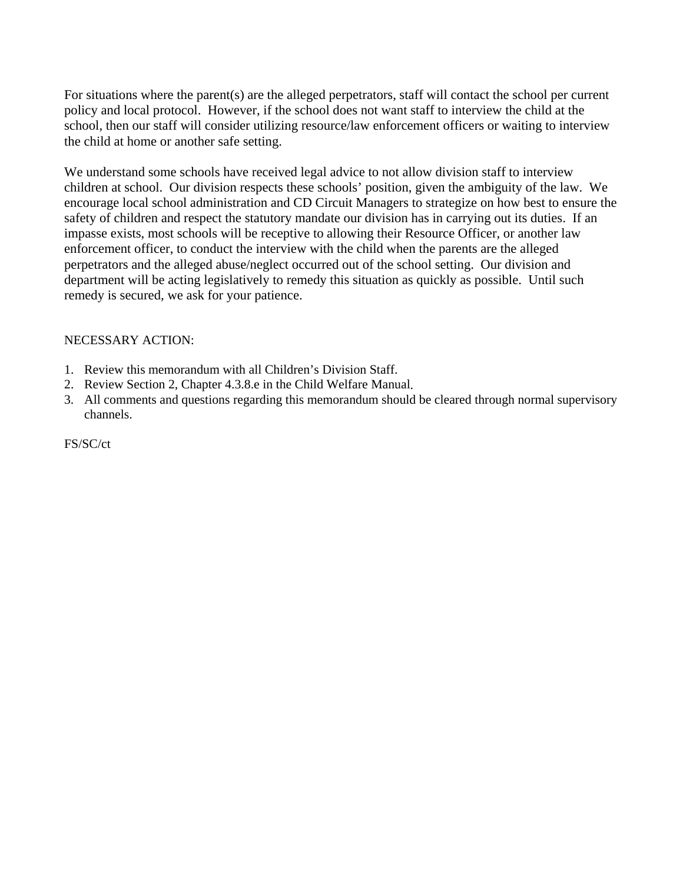For situations where the parent(s) are the alleged perpetrators, staff will contact the school per current policy and local protocol. However, if the school does not want staff to interview the child at the school, then our staff will consider utilizing resource/law enforcement officers or waiting to interview the child at home or another safe setting.

We understand some schools have received legal advice to not allow division staff to interview children at school. Our division respects these schools' position, given the ambiguity of the law. We encourage local school administration and CD Circuit Managers to strategize on how best to ensure the safety of children and respect the statutory mandate our division has in carrying out its duties. If an impasse exists, most schools will be receptive to allowing their Resource Officer, or another law enforcement officer, to conduct the interview with the child when the parents are the alleged perpetrators and the alleged abuse/neglect occurred out of the school setting. Our division and department will be acting legislatively to remedy this situation as quickly as possible. Until such remedy is secured, we ask for your patience.

NECESSARY ACTION:

1. Review this memorandum with all Children's Division Staff.
2. Review Section 2, Chapter 4.3.8.e in the Child Welfare Manual.
3. All comments and questions regarding this memorandum should be cleared through normal supervisory channels.

FS/SC/ct